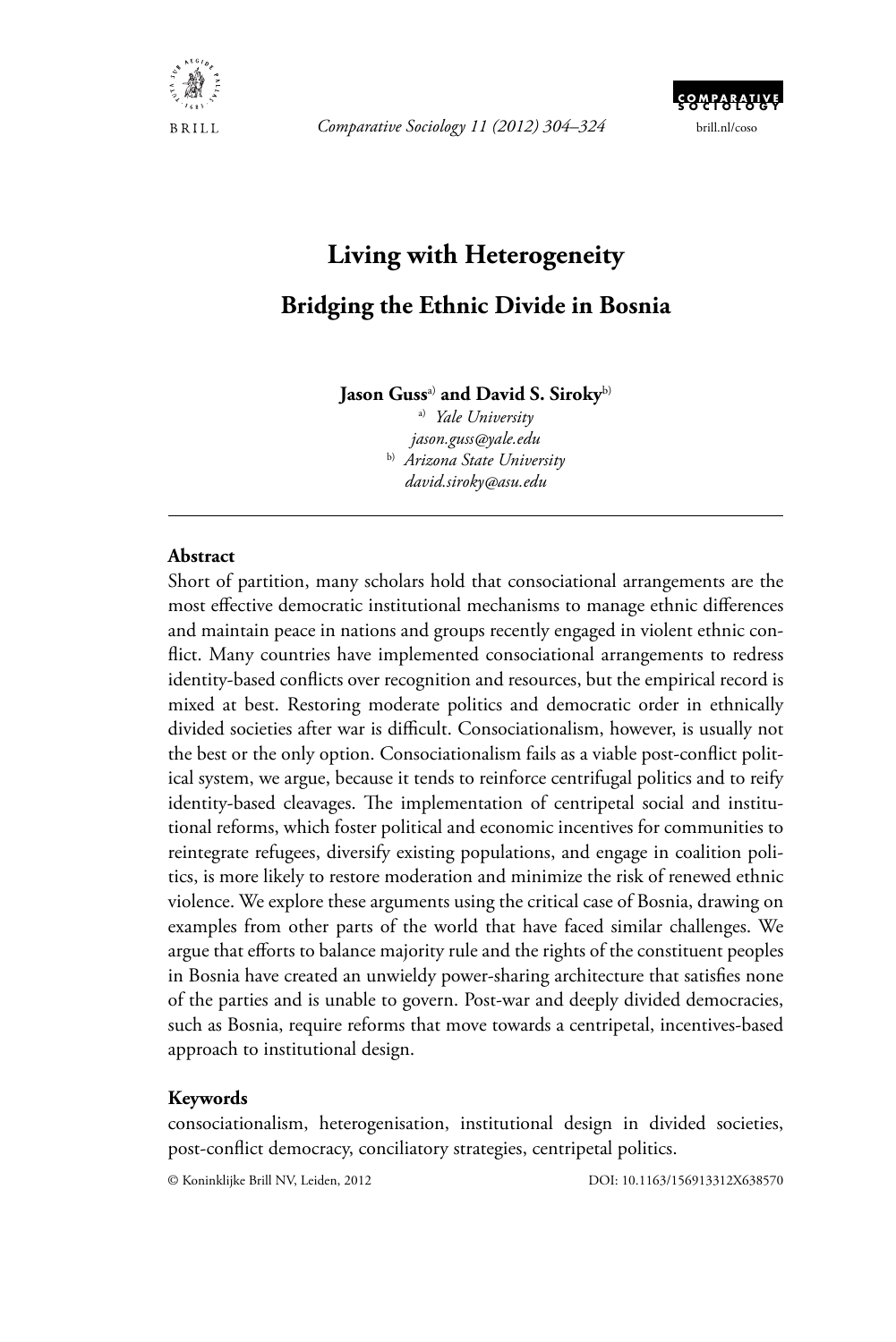# Living with Heterogeneity

## Bridging the Ethnic Divide in Bosnia

**Jason Guss**[a] **and David S. Siroky**[b]

[a] *Yale University*
*jason.guss@yale.edu*
[b] *Arizona State University*
*david.siroky@asu.edu*

---

### Abstract

Short of partition, many scholars hold that consociational arrangements are the most effective democratic institutional mechanisms to manage ethnic differences and maintain peace in nations and groups recently engaged in violent ethnic conflict. Many countries have implemented consociational arrangements to redress identity-based conflicts over recognition and resources, but the empirical record is mixed at best. Restoring moderate politics and democratic order in ethnically divided societies after war is difficult. Consociationalism, however, is usually not the best or the only option. Consociationalism fails as a viable post-conflict political system, we argue, because it tends to reinforce centrifugal politics and to reify identity-based cleavages. The implementation of centripetal social and institutional reforms, which foster political and economic incentives for communities to reintegrate refugees, diversify existing populations, and engage in coalition politics, is more likely to restore moderation and minimize the risk of renewed ethnic violence. We explore these arguments using the critical case of Bosnia, drawing on examples from other parts of the world that have faced similar challenges. We argue that efforts to balance majority rule and the rights of the constituent peoples in Bosnia have created an unwieldy power-sharing architecture that satisfies none of the parties and is unable to govern. Post-war and deeply divided democracies, such as Bosnia, require reforms that move towards a centripetal, incentives-based approach to institutional design.

### Keywords

consociationalism, heterogenisation, institutional design in divided societies, post-conflict democracy, conciliatory strategies, centripetal politics.

© Koninklijke Brill NV, Leiden, 2012 DOI: 10.1163/156913312X638570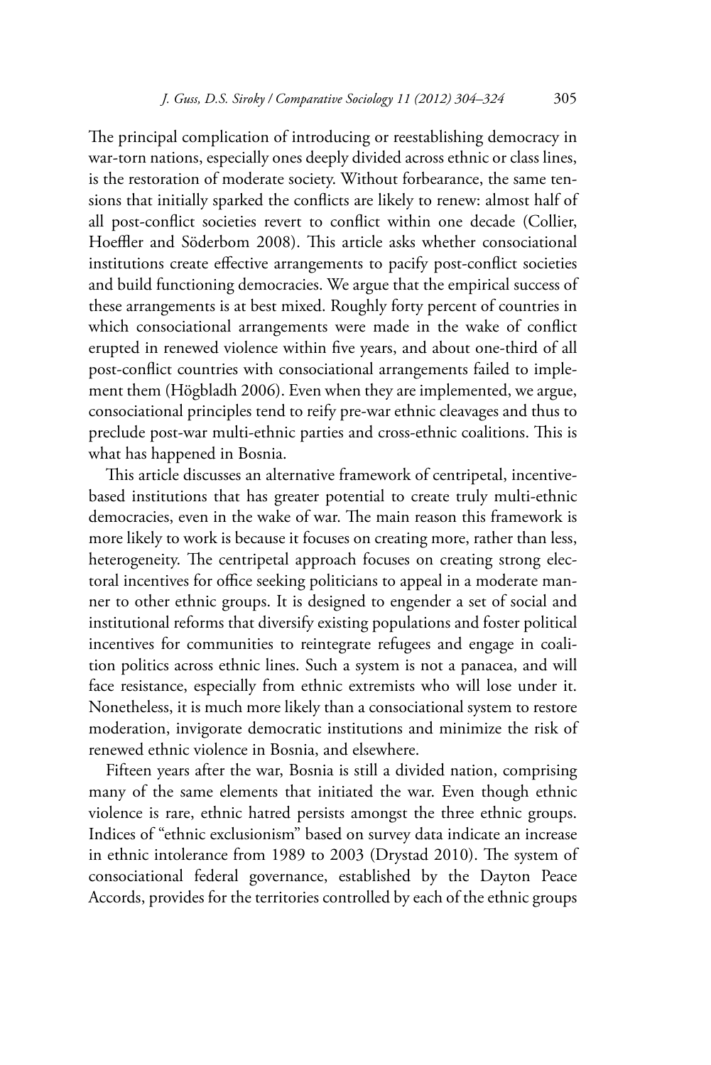The principal complication of introducing or reestablishing democracy in war-torn nations, especially ones deeply divided across ethnic or class lines, is the restoration of moderate society. Without forbearance, the same tensions that initially sparked the conflicts are likely to renew: almost half of all post-conflict societies revert to conflict within one decade (Collier, Hoeffler and Söderbom 2008). This article asks whether consociational institutions create effective arrangements to pacify post-conflict societies and build functioning democracies. We argue that the empirical success of these arrangements is at best mixed. Roughly forty percent of countries in which consociational arrangements were made in the wake of conflict erupted in renewed violence within five years, and about one-third of all post-conflict countries with consociational arrangements failed to implement them (Högbladh 2006). Even when they are implemented, we argue, consociational principles tend to reify pre-war ethnic cleavages and thus to preclude post-war multi-ethnic parties and cross-ethnic coalitions. This is what has happened in Bosnia.

This article discusses an alternative framework of centripetal, incentive-based institutions that has greater potential to create truly multi-ethnic democracies, even in the wake of war. The main reason this framework is more likely to work is because it focuses on creating more, rather than less, heterogeneity. The centripetal approach focuses on creating strong electoral incentives for office seeking politicians to appeal in a moderate manner to other ethnic groups. It is designed to engender a set of social and institutional reforms that diversify existing populations and foster political incentives for communities to reintegrate refugees and engage in coalition politics across ethnic lines. Such a system is not a panacea, and will face resistance, especially from ethnic extremists who will lose under it. Nonetheless, it is much more likely than a consociational system to restore moderation, invigorate democratic institutions and minimize the risk of renewed ethnic violence in Bosnia, and elsewhere.

Fifteen years after the war, Bosnia is still a divided nation, comprising many of the same elements that initiated the war. Even though ethnic violence is rare, ethnic hatred persists amongst the three ethnic groups. Indices of "ethnic exclusionism" based on survey data indicate an increase in ethnic intolerance from 1989 to 2003 (Drystad 2010). The system of consociational federal governance, established by the Dayton Peace Accords, provides for the territories controlled by each of the ethnic groups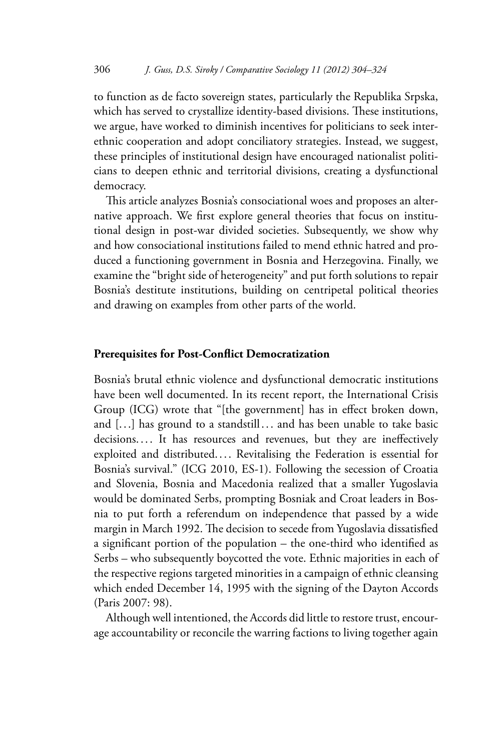to function as de facto sovereign states, particularly the Republika Srpska, which has served to crystallize identity-based divisions. These institutions, we argue, have worked to diminish incentives for politicians to seek interethnic cooperation and adopt conciliatory strategies. Instead, we suggest, these principles of institutional design have encouraged nationalist politicians to deepen ethnic and territorial divisions, creating a dysfunctional democracy.

This article analyzes Bosnia's consociational woes and proposes an alternative approach. We first explore general theories that focus on institutional design in post-war divided societies. Subsequently, we show why and how consociational institutions failed to mend ethnic hatred and produced a functioning government in Bosnia and Herzegovina. Finally, we examine the "bright side of heterogeneity" and put forth solutions to repair Bosnia's destitute institutions, building on centripetal political theories and drawing on examples from other parts of the world.

## Prerequisites for Post-Conflict Democratization

Bosnia's brutal ethnic violence and dysfunctional democratic institutions have been well documented. In its recent report, the International Crisis Group (ICG) wrote that "[the government] has in effect broken down, and […] has ground to a standstill… and has been unable to take basic decisions.… It has resources and revenues, but they are ineffectively exploited and distributed.… Revitalising the Federation is essential for Bosnia's survival." (ICG 2010, ES-1). Following the secession of Croatia and Slovenia, Bosnia and Macedonia realized that a smaller Yugoslavia would be dominated Serbs, prompting Bosniak and Croat leaders in Bosnia to put forth a referendum on independence that passed by a wide margin in March 1992. The decision to secede from Yugoslavia dissatisfied a significant portion of the population – the one-third who identified as Serbs – who subsequently boycotted the vote. Ethnic majorities in each of the respective regions targeted minorities in a campaign of ethnic cleansing which ended December 14, 1995 with the signing of the Dayton Accords (Paris 2007: 98).

Although well intentioned, the Accords did little to restore trust, encourage accountability or reconcile the warring factions to living together again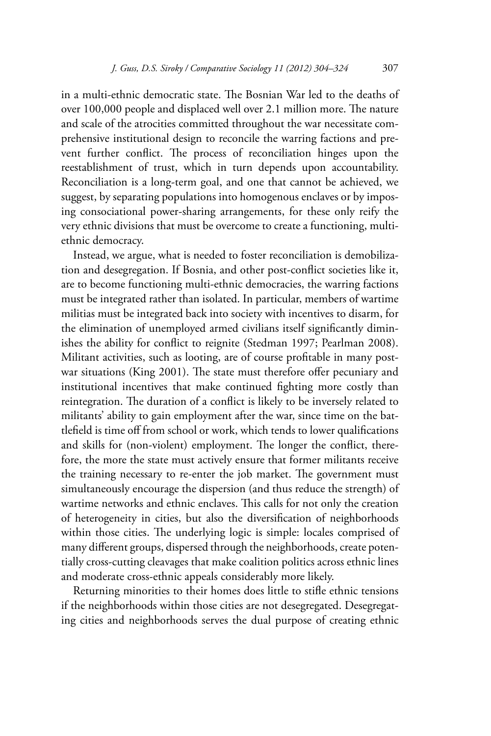in a multi-ethnic democratic state. The Bosnian War led to the deaths of over 100,000 people and displaced well over 2.1 million more. The nature and scale of the atrocities committed throughout the war necessitate comprehensive institutional design to reconcile the warring factions and prevent further conflict. The process of reconciliation hinges upon the reestablishment of trust, which in turn depends upon accountability. Reconciliation is a long-term goal, and one that cannot be achieved, we suggest, by separating populations into homogenous enclaves or by imposing consociational power-sharing arrangements, for these only reify the very ethnic divisions that must be overcome to create a functioning, multi-ethnic democracy.

Instead, we argue, what is needed to foster reconciliation is demobilization and desegregation. If Bosnia, and other post-conflict societies like it, are to become functioning multi-ethnic democracies, the warring factions must be integrated rather than isolated. In particular, members of wartime militias must be integrated back into society with incentives to disarm, for the elimination of unemployed armed civilians itself significantly diminishes the ability for conflict to reignite (Stedman 1997; Pearlman 2008). Militant activities, such as looting, are of course profitable in many post-war situations (King 2001). The state must therefore offer pecuniary and institutional incentives that make continued fighting more costly than reintegration. The duration of a conflict is likely to be inversely related to militants' ability to gain employment after the war, since time on the battlefield is time off from school or work, which tends to lower qualifications and skills for (non-violent) employment. The longer the conflict, therefore, the more the state must actively ensure that former militants receive the training necessary to re-enter the job market. The government must simultaneously encourage the dispersion (and thus reduce the strength) of wartime networks and ethnic enclaves. This calls for not only the creation of heterogeneity in cities, but also the diversification of neighborhoods within those cities. The underlying logic is simple: locales comprised of many different groups, dispersed through the neighborhoods, create potentially cross-cutting cleavages that make coalition politics across ethnic lines and moderate cross-ethnic appeals considerably more likely.

Returning minorities to their homes does little to stifle ethnic tensions if the neighborhoods within those cities are not desegregated. Desegregating cities and neighborhoods serves the dual purpose of creating ethnic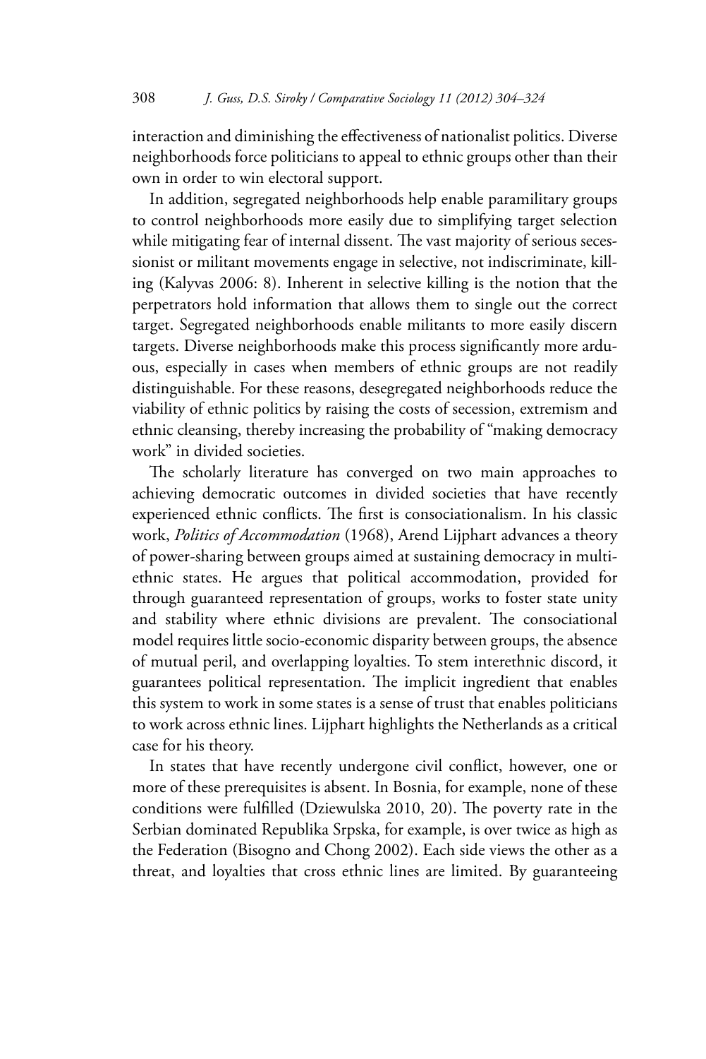interaction and diminishing the effectiveness of nationalist politics. Diverse neighborhoods force politicians to appeal to ethnic groups other than their own in order to win electoral support.

In addition, segregated neighborhoods help enable paramilitary groups to control neighborhoods more easily due to simplifying target selection while mitigating fear of internal dissent. The vast majority of serious secessionist or militant movements engage in selective, not indiscriminate, killing (Kalyvas 2006: 8). Inherent in selective killing is the notion that the perpetrators hold information that allows them to single out the correct target. Segregated neighborhoods enable militants to more easily discern targets. Diverse neighborhoods make this process significantly more arduous, especially in cases when members of ethnic groups are not readily distinguishable. For these reasons, desegregated neighborhoods reduce the viability of ethnic politics by raising the costs of secession, extremism and ethnic cleansing, thereby increasing the probability of "making democracy work" in divided societies.

The scholarly literature has converged on two main approaches to achieving democratic outcomes in divided societies that have recently experienced ethnic conflicts. The first is consociationalism. In his classic work, *Politics of Accommodation* (1968), Arend Lijphart advances a theory of power-sharing between groups aimed at sustaining democracy in multiethnic states. He argues that political accommodation, provided for through guaranteed representation of groups, works to foster state unity and stability where ethnic divisions are prevalent. The consociational model requires little socio-economic disparity between groups, the absence of mutual peril, and overlapping loyalties. To stem interethnic discord, it guarantees political representation. The implicit ingredient that enables this system to work in some states is a sense of trust that enables politicians to work across ethnic lines. Lijphart highlights the Netherlands as a critical case for his theory.

In states that have recently undergone civil conflict, however, one or more of these prerequisites is absent. In Bosnia, for example, none of these conditions were fulfilled (Dziewulska 2010, 20). The poverty rate in the Serbian dominated Republika Srpska, for example, is over twice as high as the Federation (Bisogno and Chong 2002). Each side views the other as a threat, and loyalties that cross ethnic lines are limited. By guaranteeing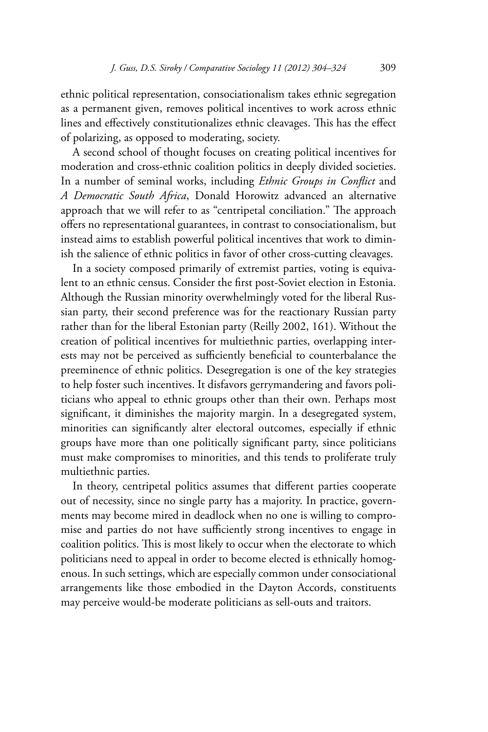ethnic political representation, consociationalism takes ethnic segregation as a permanent given, removes political incentives to work across ethnic lines and effectively constitutionalizes ethnic cleavages. This has the effect of polarizing, as opposed to moderating, society.

A second school of thought focuses on creating political incentives for moderation and cross-ethnic coalition politics in deeply divided societies. In a number of seminal works, including *Ethnic Groups in Conflict* and *A Democratic South Africa*, Donald Horowitz advanced an alternative approach that we will refer to as "centripetal conciliation." The approach offers no representational guarantees, in contrast to consociationalism, but instead aims to establish powerful political incentives that work to diminish the salience of ethnic politics in favor of other cross-cutting cleavages.

In a society composed primarily of extremist parties, voting is equivalent to an ethnic census. Consider the first post-Soviet election in Estonia. Although the Russian minority overwhelmingly voted for the liberal Russian party, their second preference was for the reactionary Russian party rather than for the liberal Estonian party (Reilly 2002, 161). Without the creation of political incentives for multiethnic parties, overlapping interests may not be perceived as sufficiently beneficial to counterbalance the preeminence of ethnic politics. Desegregation is one of the key strategies to help foster such incentives. It disfavors gerrymandering and favors politicians who appeal to ethnic groups other than their own. Perhaps most significant, it diminishes the majority margin. In a desegregated system, minorities can significantly alter electoral outcomes, especially if ethnic groups have more than one politically significant party, since politicians must make compromises to minorities, and this tends to proliferate truly multiethnic parties.

In theory, centripetal politics assumes that different parties cooperate out of necessity, since no single party has a majority. In practice, governments may become mired in deadlock when no one is willing to compromise and parties do not have sufficiently strong incentives to engage in coalition politics. This is most likely to occur when the electorate to which politicians need to appeal in order to become elected is ethnically homogenous. In such settings, which are especially common under consociational arrangements like those embodied in the Dayton Accords, constituents may perceive would-be moderate politicians as sell-outs and traitors.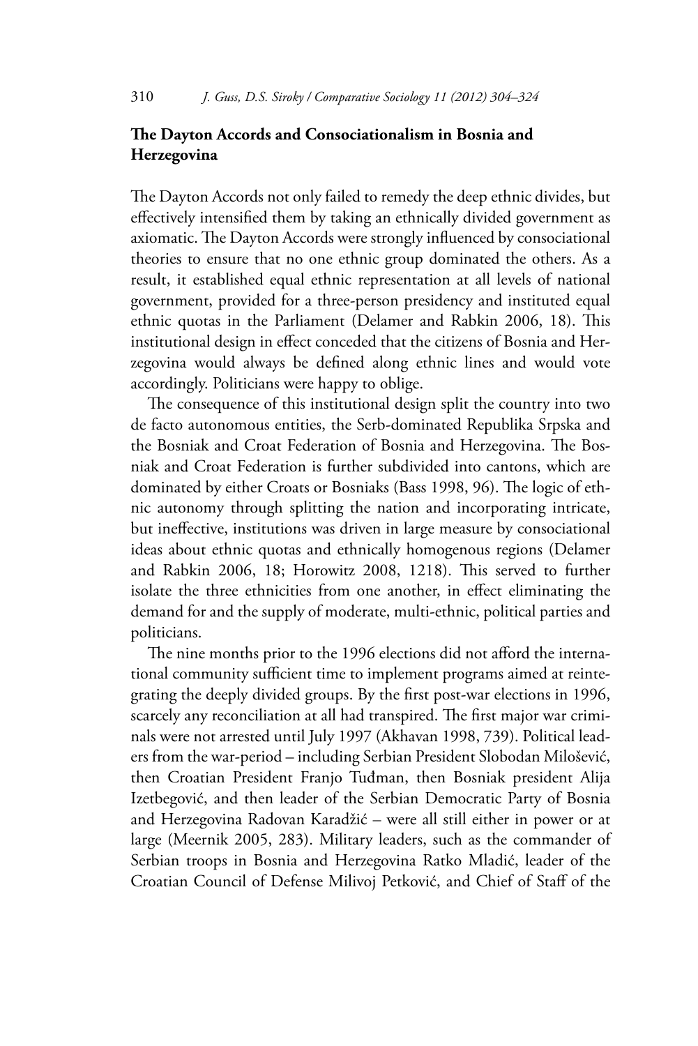## The Dayton Accords and Consociationalism in Bosnia and Herzegovina

The Dayton Accords not only failed to remedy the deep ethnic divides, but effectively intensified them by taking an ethnically divided government as axiomatic. The Dayton Accords were strongly influenced by consociational theories to ensure that no one ethnic group dominated the others. As a result, it established equal ethnic representation at all levels of national government, provided for a three-person presidency and instituted equal ethnic quotas in the Parliament (Delamer and Rabkin 2006, 18). This institutional design in effect conceded that the citizens of Bosnia and Herzegovina would always be defined along ethnic lines and would vote accordingly. Politicians were happy to oblige.

The consequence of this institutional design split the country into two de facto autonomous entities, the Serb-dominated Republika Srpska and the Bosniak and Croat Federation of Bosnia and Herzegovina. The Bosniak and Croat Federation is further subdivided into cantons, which are dominated by either Croats or Bosniaks (Bass 1998, 96). The logic of ethnic autonomy through splitting the nation and incorporating intricate, but ineffective, institutions was driven in large measure by consociational ideas about ethnic quotas and ethnically homogenous regions (Delamer and Rabkin 2006, 18; Horowitz 2008, 1218). This served to further isolate the three ethnicities from one another, in effect eliminating the demand for and the supply of moderate, multi-ethnic, political parties and politicians.

The nine months prior to the 1996 elections did not afford the international community sufficient time to implement programs aimed at reintegrating the deeply divided groups. By the first post-war elections in 1996, scarcely any reconciliation at all had transpired. The first major war criminals were not arrested until July 1997 (Akhavan 1998, 739). Political leaders from the war-period – including Serbian President Slobodan Milošević, then Croatian President Franjo Tuđman, then Bosniak president Alija Izetbegović, and then leader of the Serbian Democratic Party of Bosnia and Herzegovina Radovan Karadžić – were all still either in power or at large (Meernik 2005, 283). Military leaders, such as the commander of Serbian troops in Bosnia and Herzegovina Ratko Mladić, leader of the Croatian Council of Defense Milivoj Petković, and Chief of Staff of the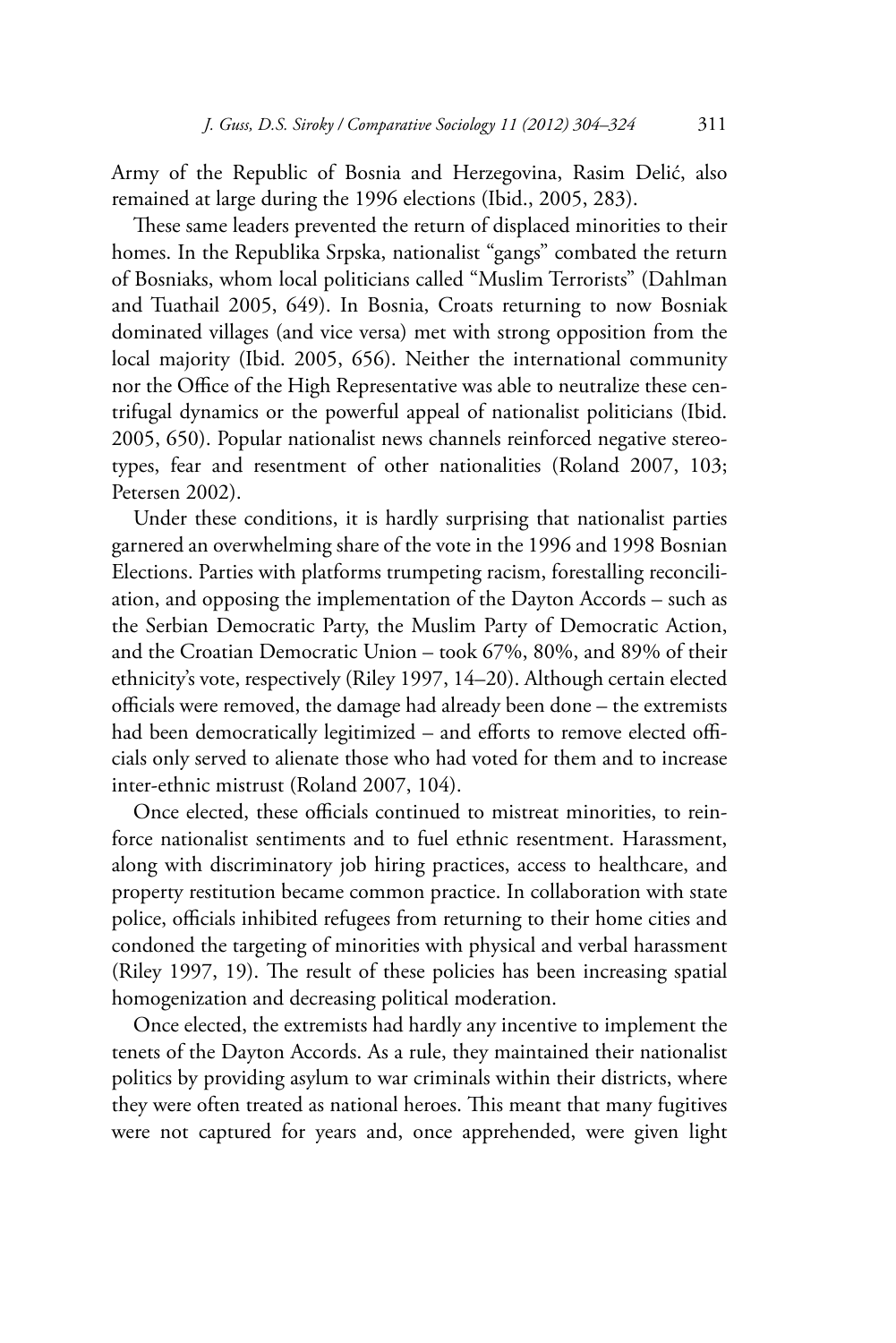Army of the Republic of Bosnia and Herzegovina, Rasim Delić, also remained at large during the 1996 elections (Ibid., 2005, 283).

These same leaders prevented the return of displaced minorities to their homes. In the Republika Srpska, nationalist "gangs" combated the return of Bosniaks, whom local politicians called "Muslim Terrorists" (Dahlman and Tuathail 2005, 649). In Bosnia, Croats returning to now Bosniak dominated villages (and vice versa) met with strong opposition from the local majority (Ibid. 2005, 656). Neither the international community nor the Office of the High Representative was able to neutralize these centrifugal dynamics or the powerful appeal of nationalist politicians (Ibid. 2005, 650). Popular nationalist news channels reinforced negative stereotypes, fear and resentment of other nationalities (Roland 2007, 103; Petersen 2002).

Under these conditions, it is hardly surprising that nationalist parties garnered an overwhelming share of the vote in the 1996 and 1998 Bosnian Elections. Parties with platforms trumpeting racism, forestalling reconciliation, and opposing the implementation of the Dayton Accords – such as the Serbian Democratic Party, the Muslim Party of Democratic Action, and the Croatian Democratic Union – took 67%, 80%, and 89% of their ethnicity's vote, respectively (Riley 1997, 14–20). Although certain elected officials were removed, the damage had already been done – the extremists had been democratically legitimized – and efforts to remove elected officials only served to alienate those who had voted for them and to increase inter-ethnic mistrust (Roland 2007, 104).

Once elected, these officials continued to mistreat minorities, to reinforce nationalist sentiments and to fuel ethnic resentment. Harassment, along with discriminatory job hiring practices, access to healthcare, and property restitution became common practice. In collaboration with state police, officials inhibited refugees from returning to their home cities and condoned the targeting of minorities with physical and verbal harassment (Riley 1997, 19). The result of these policies has been increasing spatial homogenization and decreasing political moderation.

Once elected, the extremists had hardly any incentive to implement the tenets of the Dayton Accords. As a rule, they maintained their nationalist politics by providing asylum to war criminals within their districts, where they were often treated as national heroes. This meant that many fugitives were not captured for years and, once apprehended, were given light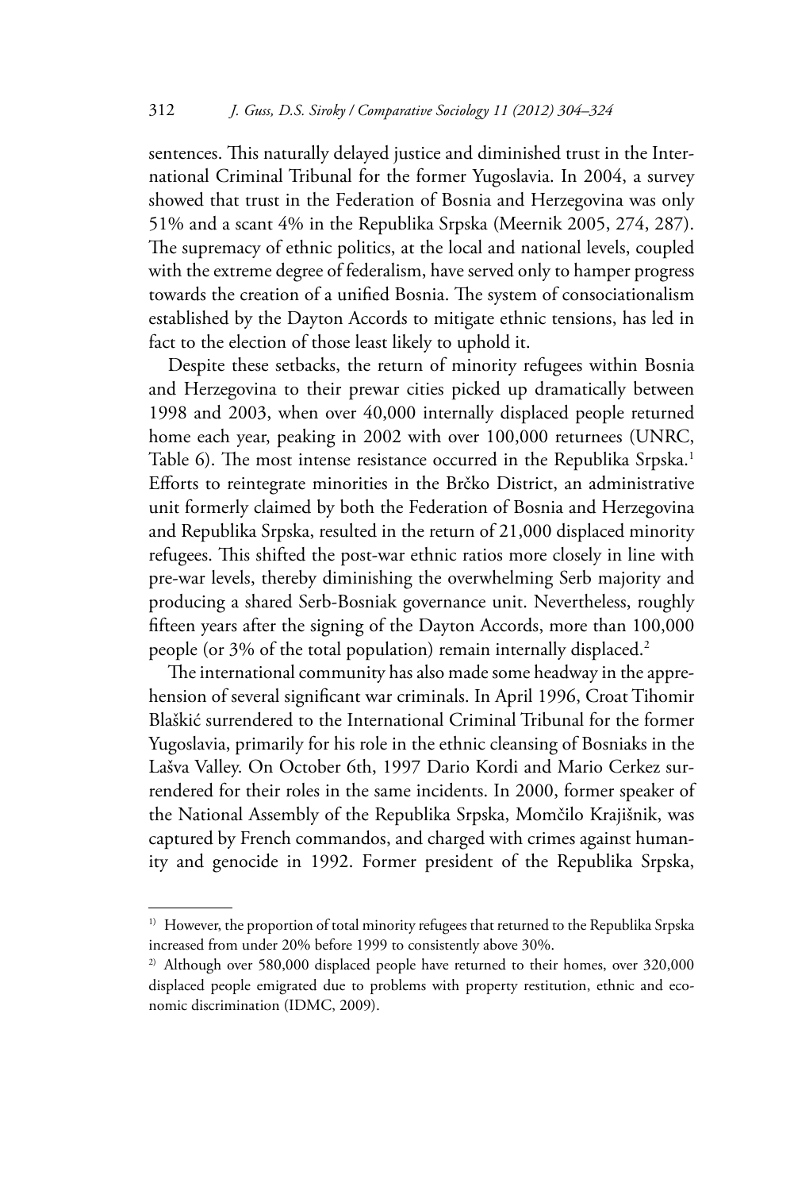sentences. This naturally delayed justice and diminished trust in the International Criminal Tribunal for the former Yugoslavia. In 2004, a survey showed that trust in the Federation of Bosnia and Herzegovina was only 51% and a scant 4% in the Republika Srpska (Meernik 2005, 274, 287). The supremacy of ethnic politics, at the local and national levels, coupled with the extreme degree of federalism, have served only to hamper progress towards the creation of a unified Bosnia. The system of consociationalism established by the Dayton Accords to mitigate ethnic tensions, has led in fact to the election of those least likely to uphold it.

Despite these setbacks, the return of minority refugees within Bosnia and Herzegovina to their prewar cities picked up dramatically between 1998 and 2003, when over 40,000 internally displaced people returned home each year, peaking in 2002 with over 100,000 returnees (UNRC, Table 6). The most intense resistance occurred in the Republika Srpska.[1] Efforts to reintegrate minorities in the Brčko District, an administrative unit formerly claimed by both the Federation of Bosnia and Herzegovina and Republika Srpska, resulted in the return of 21,000 displaced minority refugees. This shifted the post-war ethnic ratios more closely in line with pre-war levels, thereby diminishing the overwhelming Serb majority and producing a shared Serb-Bosniak governance unit. Nevertheless, roughly fifteen years after the signing of the Dayton Accords, more than 100,000 people (or 3% of the total population) remain internally displaced.[2]

The international community has also made some headway in the apprehension of several significant war criminals. In April 1996, Croat Tihomir Blaškić surrendered to the International Criminal Tribunal for the former Yugoslavia, primarily for his role in the ethnic cleansing of Bosniaks in the Lašva Valley. On October 6th, 1997 Dario Kordi and Mario Cerkez surrendered for their roles in the same incidents. In 2000, former speaker of the National Assembly of the Republika Srpska, Momčilo Krajišnik, was captured by French commandos, and charged with crimes against humanity and genocide in 1992. Former president of the Republika Srpska,

---

[1] However, the proportion of total minority refugees that returned to the Republika Srpska increased from under 20% before 1999 to consistently above 30%.

[2] Although over 580,000 displaced people have returned to their homes, over 320,000 displaced people emigrated due to problems with property restitution, ethnic and economic discrimination (IDMC, 2009).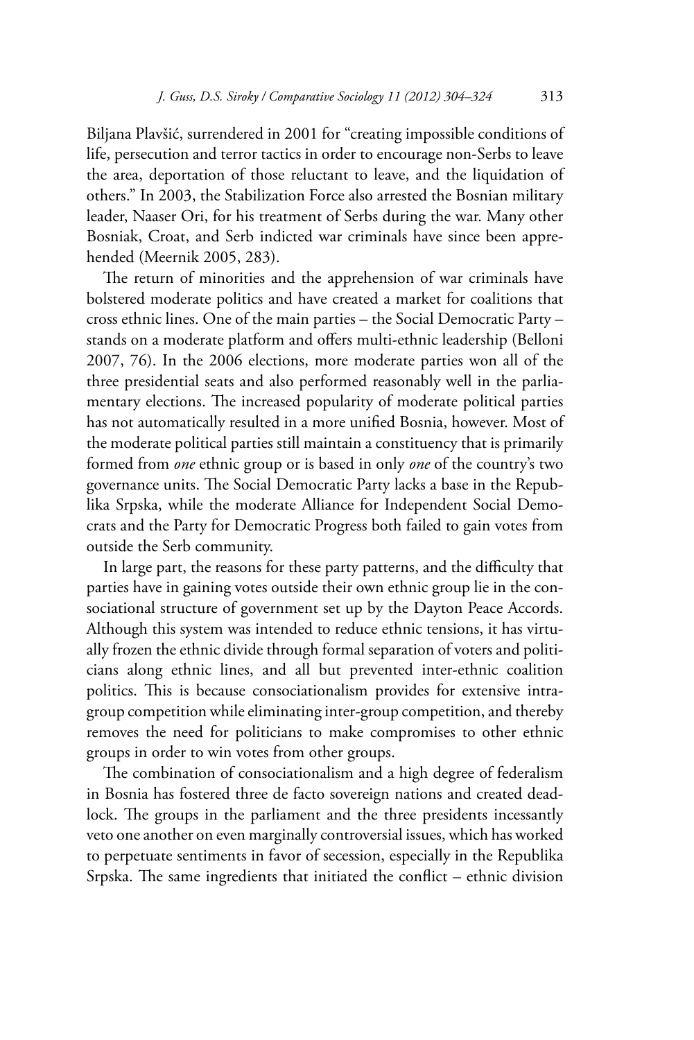Biljana Plavšić, surrendered in 2001 for "creating impossible conditions of life, persecution and terror tactics in order to encourage non-Serbs to leave the area, deportation of those reluctant to leave, and the liquidation of others." In 2003, the Stabilization Force also arrested the Bosnian military leader, Naaser Ori, for his treatment of Serbs during the war. Many other Bosniak, Croat, and Serb indicted war criminals have since been apprehended (Meernik 2005, 283).

The return of minorities and the apprehension of war criminals have bolstered moderate politics and have created a market for coalitions that cross ethnic lines. One of the main parties – the Social Democratic Party – stands on a moderate platform and offers multi-ethnic leadership (Belloni 2007, 76). In the 2006 elections, more moderate parties won all of the three presidential seats and also performed reasonably well in the parliamentary elections. The increased popularity of moderate political parties has not automatically resulted in a more unified Bosnia, however. Most of the moderate political parties still maintain a constituency that is primarily formed from *one* ethnic group or is based in only *one* of the country's two governance units. The Social Democratic Party lacks a base in the Republika Srpska, while the moderate Alliance for Independent Social Democrats and the Party for Democratic Progress both failed to gain votes from outside the Serb community.

In large part, the reasons for these party patterns, and the difficulty that parties have in gaining votes outside their own ethnic group lie in the consociational structure of government set up by the Dayton Peace Accords. Although this system was intended to reduce ethnic tensions, it has virtually frozen the ethnic divide through formal separation of voters and politicians along ethnic lines, and all but prevented inter-ethnic coalition politics. This is because consociationalism provides for extensive intragroup competition while eliminating inter-group competition, and thereby removes the need for politicians to make compromises to other ethnic groups in order to win votes from other groups.

The combination of consociationalism and a high degree of federalism in Bosnia has fostered three de facto sovereign nations and created deadlock. The groups in the parliament and the three presidents incessantly veto one another on even marginally controversial issues, which has worked to perpetuate sentiments in favor of secession, especially in the Republika Srpska. The same ingredients that initiated the conflict – ethnic division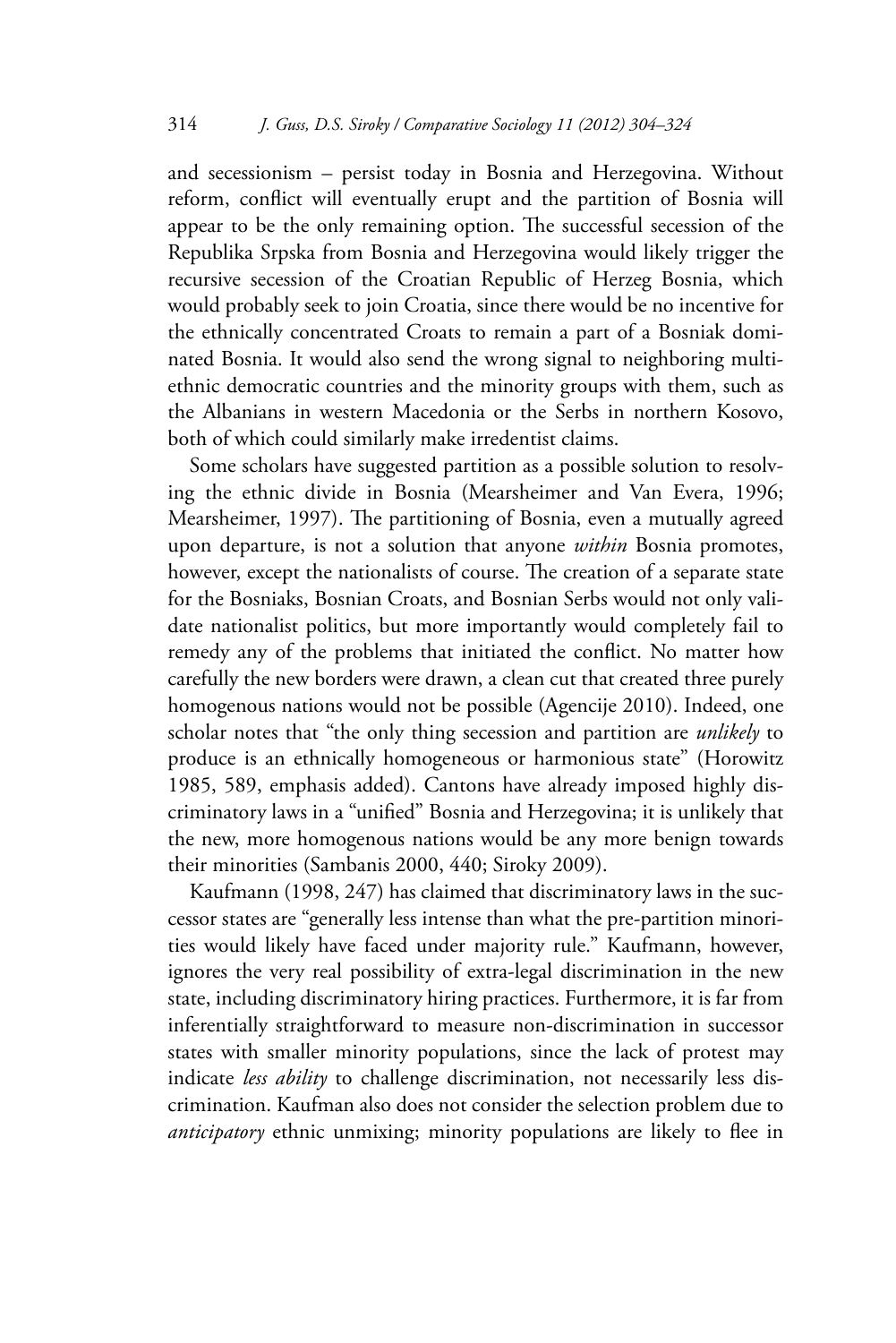and secessionism – persist today in Bosnia and Herzegovina. Without reform, conflict will eventually erupt and the partition of Bosnia will appear to be the only remaining option. The successful secession of the Republika Srpska from Bosnia and Herzegovina would likely trigger the recursive secession of the Croatian Republic of Herzeg Bosnia, which would probably seek to join Croatia, since there would be no incentive for the ethnically concentrated Croats to remain a part of a Bosniak dominated Bosnia. It would also send the wrong signal to neighboring multi-ethnic democratic countries and the minority groups with them, such as the Albanians in western Macedonia or the Serbs in northern Kosovo, both of which could similarly make irredentist claims.

Some scholars have suggested partition as a possible solution to resolving the ethnic divide in Bosnia (Mearsheimer and Van Evera, 1996; Mearsheimer, 1997). The partitioning of Bosnia, even a mutually agreed upon departure, is not a solution that anyone *within* Bosnia promotes, however, except the nationalists of course. The creation of a separate state for the Bosniaks, Bosnian Croats, and Bosnian Serbs would not only validate nationalist politics, but more importantly would completely fail to remedy any of the problems that initiated the conflict. No matter how carefully the new borders were drawn, a clean cut that created three purely homogenous nations would not be possible (Agencije 2010). Indeed, one scholar notes that "the only thing secession and partition are *unlikely* to produce is an ethnically homogeneous or harmonious state" (Horowitz 1985, 589, emphasis added). Cantons have already imposed highly discriminatory laws in a "unified" Bosnia and Herzegovina; it is unlikely that the new, more homogenous nations would be any more benign towards their minorities (Sambanis 2000, 440; Siroky 2009).

Kaufmann (1998, 247) has claimed that discriminatory laws in the successor states are "generally less intense than what the pre-partition minorities would likely have faced under majority rule." Kaufmann, however, ignores the very real possibility of extra-legal discrimination in the new state, including discriminatory hiring practices. Furthermore, it is far from inferentially straightforward to measure non-discrimination in successor states with smaller minority populations, since the lack of protest may indicate *less ability* to challenge discrimination, not necessarily less discrimination. Kaufman also does not consider the selection problem due to *anticipatory* ethnic unmixing; minority populations are likely to flee in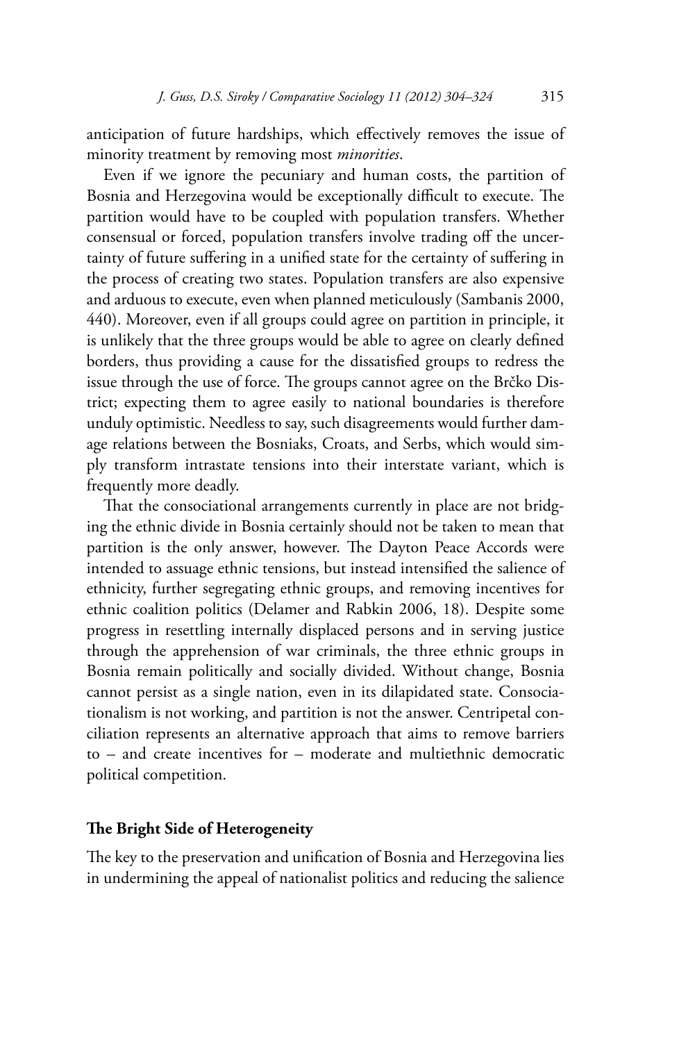anticipation of future hardships, which effectively removes the issue of minority treatment by removing most *minorities*.

Even if we ignore the pecuniary and human costs, the partition of Bosnia and Herzegovina would be exceptionally difficult to execute. The partition would have to be coupled with population transfers. Whether consensual or forced, population transfers involve trading off the uncertainty of future suffering in a unified state for the certainty of suffering in the process of creating two states. Population transfers are also expensive and arduous to execute, even when planned meticulously (Sambanis 2000, 440). Moreover, even if all groups could agree on partition in principle, it is unlikely that the three groups would be able to agree on clearly defined borders, thus providing a cause for the dissatisfied groups to redress the issue through the use of force. The groups cannot agree on the Brčko District; expecting them to agree easily to national boundaries is therefore unduly optimistic. Needless to say, such disagreements would further damage relations between the Bosniaks, Croats, and Serbs, which would simply transform intrastate tensions into their interstate variant, which is frequently more deadly.

That the consociational arrangements currently in place are not bridging the ethnic divide in Bosnia certainly should not be taken to mean that partition is the only answer, however. The Dayton Peace Accords were intended to assuage ethnic tensions, but instead intensified the salience of ethnicity, further segregating ethnic groups, and removing incentives for ethnic coalition politics (Delamer and Rabkin 2006, 18). Despite some progress in resettling internally displaced persons and in serving justice through the apprehension of war criminals, the three ethnic groups in Bosnia remain politically and socially divided. Without change, Bosnia cannot persist as a single nation, even in its dilapidated state. Consociationalism is not working, and partition is not the answer. Centripetal conciliation represents an alternative approach that aims to remove barriers to – and create incentives for – moderate and multiethnic democratic political competition.

## The Bright Side of Heterogeneity

The key to the preservation and unification of Bosnia and Herzegovina lies in undermining the appeal of nationalist politics and reducing the salience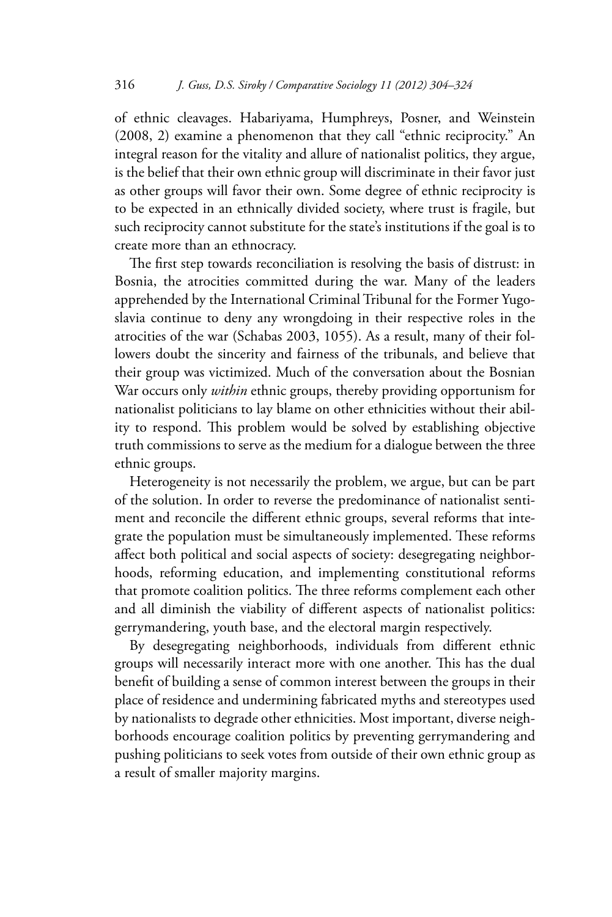of ethnic cleavages. Habariyama, Humphreys, Posner, and Weinstein (2008, 2) examine a phenomenon that they call "ethnic reciprocity." An integral reason for the vitality and allure of nationalist politics, they argue, is the belief that their own ethnic group will discriminate in their favor just as other groups will favor their own. Some degree of ethnic reciprocity is to be expected in an ethnically divided society, where trust is fragile, but such reciprocity cannot substitute for the state's institutions if the goal is to create more than an ethnocracy.

The first step towards reconciliation is resolving the basis of distrust: in Bosnia, the atrocities committed during the war. Many of the leaders apprehended by the International Criminal Tribunal for the Former Yugoslavia continue to deny any wrongdoing in their respective roles in the atrocities of the war (Schabas 2003, 1055). As a result, many of their followers doubt the sincerity and fairness of the tribunals, and believe that their group was victimized. Much of the conversation about the Bosnian War occurs only *within* ethnic groups, thereby providing opportunism for nationalist politicians to lay blame on other ethnicities without their ability to respond. This problem would be solved by establishing objective truth commissions to serve as the medium for a dialogue between the three ethnic groups.

Heterogeneity is not necessarily the problem, we argue, but can be part of the solution. In order to reverse the predominance of nationalist sentiment and reconcile the different ethnic groups, several reforms that integrate the population must be simultaneously implemented. These reforms affect both political and social aspects of society: desegregating neighborhoods, reforming education, and implementing constitutional reforms that promote coalition politics. The three reforms complement each other and all diminish the viability of different aspects of nationalist politics: gerrymandering, youth base, and the electoral margin respectively.

By desegregating neighborhoods, individuals from different ethnic groups will necessarily interact more with one another. This has the dual benefit of building a sense of common interest between the groups in their place of residence and undermining fabricated myths and stereotypes used by nationalists to degrade other ethnicities. Most important, diverse neighborhoods encourage coalition politics by preventing gerrymandering and pushing politicians to seek votes from outside of their own ethnic group as a result of smaller majority margins.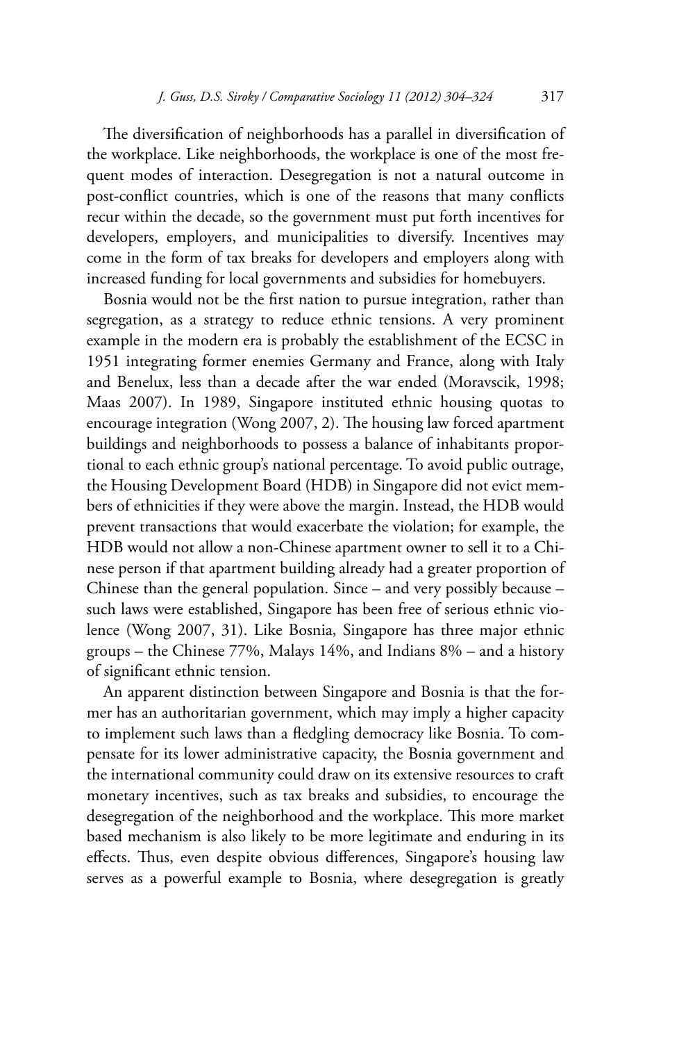The diversification of neighborhoods has a parallel in diversification of the workplace. Like neighborhoods, the workplace is one of the most frequent modes of interaction. Desegregation is not a natural outcome in post-conflict countries, which is one of the reasons that many conflicts recur within the decade, so the government must put forth incentives for developers, employers, and municipalities to diversify. Incentives may come in the form of tax breaks for developers and employers along with increased funding for local governments and subsidies for homebuyers.

Bosnia would not be the first nation to pursue integration, rather than segregation, as a strategy to reduce ethnic tensions. A very prominent example in the modern era is probably the establishment of the ECSC in 1951 integrating former enemies Germany and France, along with Italy and Benelux, less than a decade after the war ended (Moravscik, 1998; Maas 2007). In 1989, Singapore instituted ethnic housing quotas to encourage integration (Wong 2007, 2). The housing law forced apartment buildings and neighborhoods to possess a balance of inhabitants proportional to each ethnic group's national percentage. To avoid public outrage, the Housing Development Board (HDB) in Singapore did not evict members of ethnicities if they were above the margin. Instead, the HDB would prevent transactions that would exacerbate the violation; for example, the HDB would not allow a non-Chinese apartment owner to sell it to a Chinese person if that apartment building already had a greater proportion of Chinese than the general population. Since – and very possibly because – such laws were established, Singapore has been free of serious ethnic violence (Wong 2007, 31). Like Bosnia, Singapore has three major ethnic groups – the Chinese 77%, Malays 14%, and Indians 8% – and a history of significant ethnic tension.

An apparent distinction between Singapore and Bosnia is that the former has an authoritarian government, which may imply a higher capacity to implement such laws than a fledgling democracy like Bosnia. To compensate for its lower administrative capacity, the Bosnia government and the international community could draw on its extensive resources to craft monetary incentives, such as tax breaks and subsidies, to encourage the desegregation of the neighborhood and the workplace. This more market based mechanism is also likely to be more legitimate and enduring in its effects. Thus, even despite obvious differences, Singapore's housing law serves as a powerful example to Bosnia, where desegregation is greatly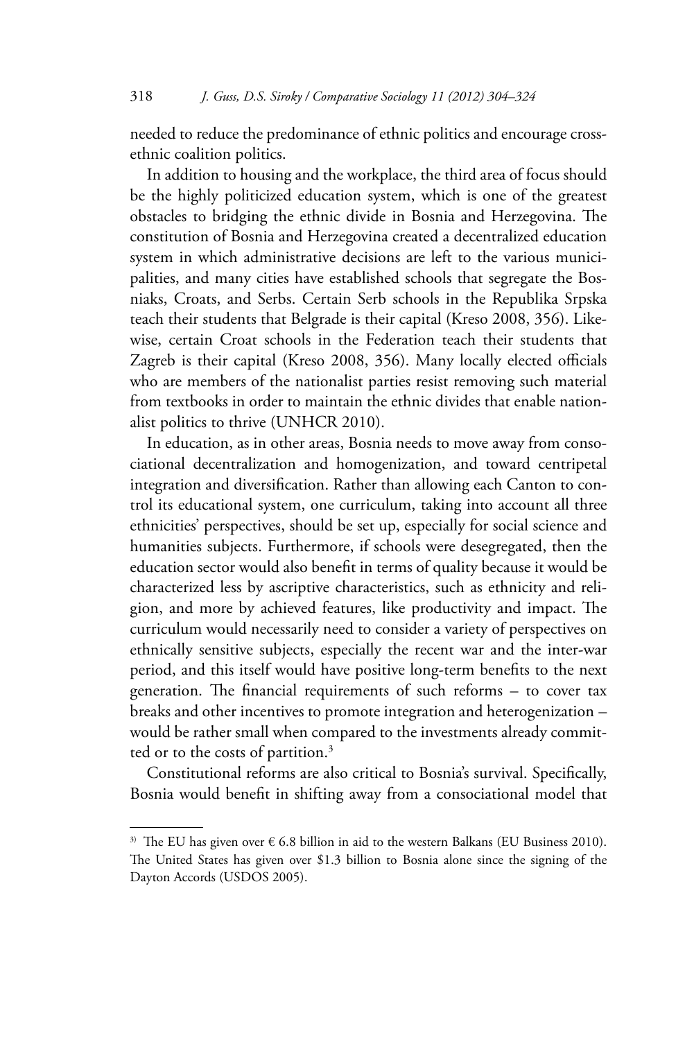needed to reduce the predominance of ethnic politics and encourage cross-ethnic coalition politics.

In addition to housing and the workplace, the third area of focus should be the highly politicized education system, which is one of the greatest obstacles to bridging the ethnic divide in Bosnia and Herzegovina. The constitution of Bosnia and Herzegovina created a decentralized education system in which administrative decisions are left to the various municipalities, and many cities have established schools that segregate the Bosniaks, Croats, and Serbs. Certain Serb schools in the Republika Srpska teach their students that Belgrade is their capital (Kreso 2008, 356). Likewise, certain Croat schools in the Federation teach their students that Zagreb is their capital (Kreso 2008, 356). Many locally elected officials who are members of the nationalist parties resist removing such material from textbooks in order to maintain the ethnic divides that enable nationalist politics to thrive (UNHCR 2010).

In education, as in other areas, Bosnia needs to move away from consociational decentralization and homogenization, and toward centripetal integration and diversification. Rather than allowing each Canton to control its educational system, one curriculum, taking into account all three ethnicities' perspectives, should be set up, especially for social science and humanities subjects. Furthermore, if schools were desegregated, then the education sector would also benefit in terms of quality because it would be characterized less by ascriptive characteristics, such as ethnicity and religion, and more by achieved features, like productivity and impact. The curriculum would necessarily need to consider a variety of perspectives on ethnically sensitive subjects, especially the recent war and the inter-war period, and this itself would have positive long-term benefits to the next generation. The financial requirements of such reforms – to cover tax breaks and other incentives to promote integration and heterogenization – would be rather small when compared to the investments already committed or to the costs of partition.[3]

Constitutional reforms are also critical to Bosnia's survival. Specifically, Bosnia would benefit in shifting away from a consociational model that

[3] The EU has given over € 6.8 billion in aid to the western Balkans (EU Business 2010). The United States has given over $1.3 billion to Bosnia alone since the signing of the Dayton Accords (USDOS 2005).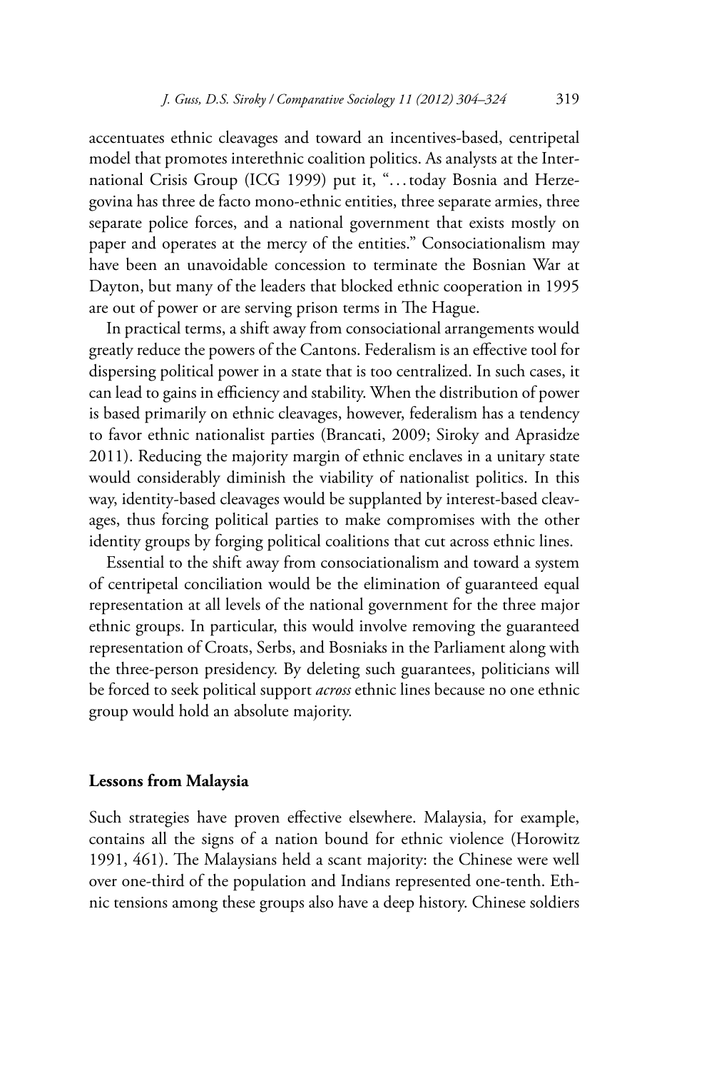accentuates ethnic cleavages and toward an incentives-based, centripetal model that promotes interethnic coalition politics. As analysts at the International Crisis Group (ICG 1999) put it, "…today Bosnia and Herzegovina has three de facto mono-ethnic entities, three separate armies, three separate police forces, and a national government that exists mostly on paper and operates at the mercy of the entities." Consociationalism may have been an unavoidable concession to terminate the Bosnian War at Dayton, but many of the leaders that blocked ethnic cooperation in 1995 are out of power or are serving prison terms in The Hague.

In practical terms, a shift away from consociational arrangements would greatly reduce the powers of the Cantons. Federalism is an effective tool for dispersing political power in a state that is too centralized. In such cases, it can lead to gains in efficiency and stability. When the distribution of power is based primarily on ethnic cleavages, however, federalism has a tendency to favor ethnic nationalist parties (Brancati, 2009; Siroky and Aprasidze 2011). Reducing the majority margin of ethnic enclaves in a unitary state would considerably diminish the viability of nationalist politics. In this way, identity-based cleavages would be supplanted by interest-based cleavages, thus forcing political parties to make compromises with the other identity groups by forging political coalitions that cut across ethnic lines.

Essential to the shift away from consociationalism and toward a system of centripetal conciliation would be the elimination of guaranteed equal representation at all levels of the national government for the three major ethnic groups. In particular, this would involve removing the guaranteed representation of Croats, Serbs, and Bosniaks in the Parliament along with the three-person presidency. By deleting such guarantees, politicians will be forced to seek political support *across* ethnic lines because no one ethnic group would hold an absolute majority.

## Lessons from Malaysia

Such strategies have proven effective elsewhere. Malaysia, for example, contains all the signs of a nation bound for ethnic violence (Horowitz 1991, 461). The Malaysians held a scant majority: the Chinese were well over one-third of the population and Indians represented one-tenth. Ethnic tensions among these groups also have a deep history. Chinese soldiers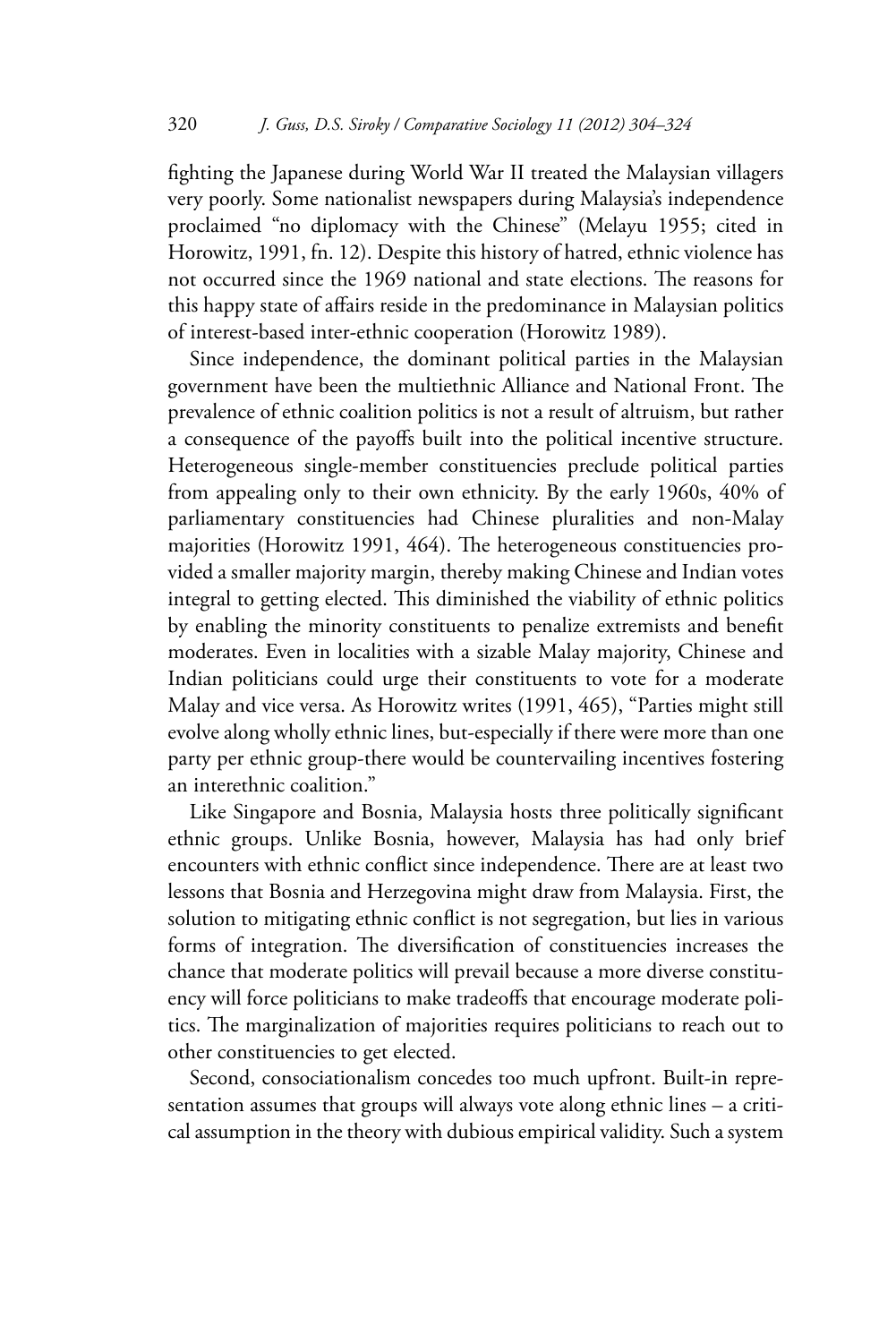fighting the Japanese during World War II treated the Malaysian villagers very poorly. Some nationalist newspapers during Malaysia's independence proclaimed "no diplomacy with the Chinese" (Melayu 1955; cited in Horowitz, 1991, fn. 12). Despite this history of hatred, ethnic violence has not occurred since the 1969 national and state elections. The reasons for this happy state of affairs reside in the predominance in Malaysian politics of interest-based inter-ethnic cooperation (Horowitz 1989).

Since independence, the dominant political parties in the Malaysian government have been the multiethnic Alliance and National Front. The prevalence of ethnic coalition politics is not a result of altruism, but rather a consequence of the payoffs built into the political incentive structure. Heterogeneous single-member constituencies preclude political parties from appealing only to their own ethnicity. By the early 1960s, 40% of parliamentary constituencies had Chinese pluralities and non-Malay majorities (Horowitz 1991, 464). The heterogeneous constituencies provided a smaller majority margin, thereby making Chinese and Indian votes integral to getting elected. This diminished the viability of ethnic politics by enabling the minority constituents to penalize extremists and benefit moderates. Even in localities with a sizable Malay majority, Chinese and Indian politicians could urge their constituents to vote for a moderate Malay and vice versa. As Horowitz writes (1991, 465), "Parties might still evolve along wholly ethnic lines, but-especially if there were more than one party per ethnic group-there would be countervailing incentives fostering an interethnic coalition."

Like Singapore and Bosnia, Malaysia hosts three politically significant ethnic groups. Unlike Bosnia, however, Malaysia has had only brief encounters with ethnic conflict since independence. There are at least two lessons that Bosnia and Herzegovina might draw from Malaysia. First, the solution to mitigating ethnic conflict is not segregation, but lies in various forms of integration. The diversification of constituencies increases the chance that moderate politics will prevail because a more diverse constituency will force politicians to make tradeoffs that encourage moderate politics. The marginalization of majorities requires politicians to reach out to other constituencies to get elected.

Second, consociationalism concedes too much upfront. Built-in representation assumes that groups will always vote along ethnic lines – a critical assumption in the theory with dubious empirical validity. Such a system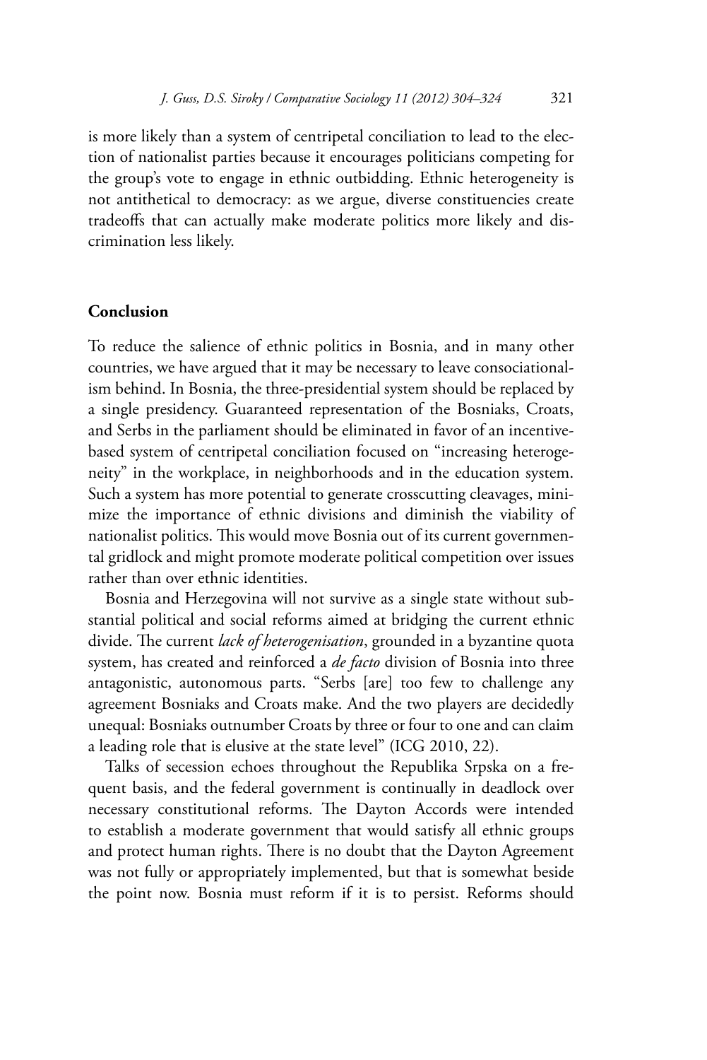is more likely than a system of centripetal conciliation to lead to the election of nationalist parties because it encourages politicians competing for the group's vote to engage in ethnic outbidding. Ethnic heterogeneity is not antithetical to democracy: as we argue, diverse constituencies create tradeoffs that can actually make moderate politics more likely and discrimination less likely.

## Conclusion

To reduce the salience of ethnic politics in Bosnia, and in many other countries, we have argued that it may be necessary to leave consociationalism behind. In Bosnia, the three-presidential system should be replaced by a single presidency. Guaranteed representation of the Bosniaks, Croats, and Serbs in the parliament should be eliminated in favor of an incentive-based system of centripetal conciliation focused on "increasing heterogeneity" in the workplace, in neighborhoods and in the education system. Such a system has more potential to generate crosscutting cleavages, minimize the importance of ethnic divisions and diminish the viability of nationalist politics. This would move Bosnia out of its current governmental gridlock and might promote moderate political competition over issues rather than over ethnic identities.

Bosnia and Herzegovina will not survive as a single state without substantial political and social reforms aimed at bridging the current ethnic divide. The current *lack of heterogenisation*, grounded in a byzantine quota system, has created and reinforced a *de facto* division of Bosnia into three antagonistic, autonomous parts. "Serbs [are] too few to challenge any agreement Bosniaks and Croats make. And the two players are decidedly unequal: Bosniaks outnumber Croats by three or four to one and can claim a leading role that is elusive at the state level" (ICG 2010, 22).

Talks of secession echoes throughout the Republika Srpska on a frequent basis, and the federal government is continually in deadlock over necessary constitutional reforms. The Dayton Accords were intended to establish a moderate government that would satisfy all ethnic groups and protect human rights. There is no doubt that the Dayton Agreement was not fully or appropriately implemented, but that is somewhat beside the point now. Bosnia must reform if it is to persist. Reforms should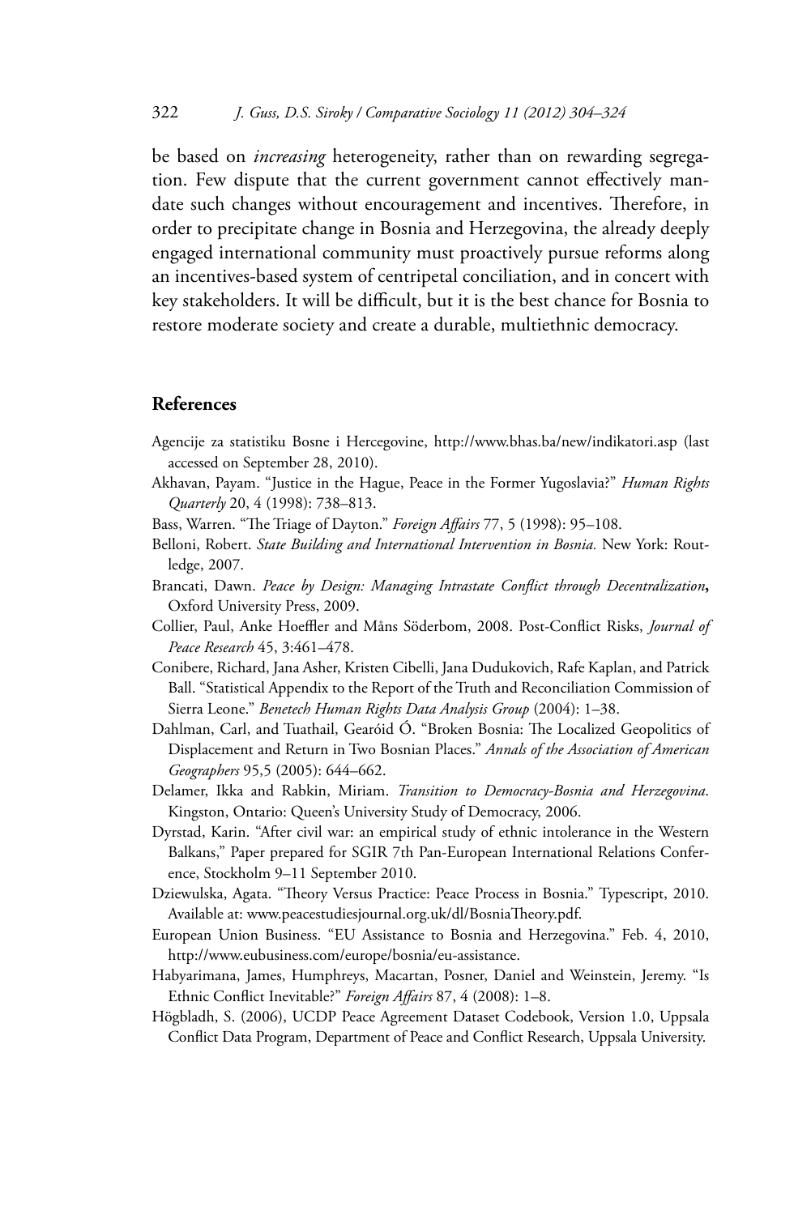be based on *increasing* heterogeneity, rather than on rewarding segregation. Few dispute that the current government cannot effectively mandate such changes without encouragement and incentives. Therefore, in order to precipitate change in Bosnia and Herzegovina, the already deeply engaged international community must proactively pursue reforms along an incentives-based system of centripetal conciliation, and in concert with key stakeholders. It will be difficult, but it is the best chance for Bosnia to restore moderate society and create a durable, multiethnic democracy.

## References

Agencije za statistiku Bosne i Hercegovine, http://www.bhas.ba/new/indikatori.asp (last accessed on September 28, 2010).

Akhavan, Payam. "Justice in the Hague, Peace in the Former Yugoslavia?" *Human Rights Quarterly* 20, 4 (1998): 738–813.

Bass, Warren. "The Triage of Dayton." *Foreign Affairs* 77, 5 (1998): 95–108.

Belloni, Robert. *State Building and International Intervention in Bosnia.* New York: Routledge, 2007.

Brancati, Dawn. *Peace by Design: Managing Intrastate Conflict through Decentralization***,** Oxford University Press, 2009.

Collier, Paul, Anke Hoeffler and Måns Söderbom, 2008. Post-Conflict Risks, *Journal of Peace Research* 45, 3:461–478.

Conibere, Richard, Jana Asher, Kristen Cibelli, Jana Dudukovich, Rafe Kaplan, and Patrick Ball. "Statistical Appendix to the Report of the Truth and Reconciliation Commission of Sierra Leone." *Benetech Human Rights Data Analysis Group* (2004): 1–38.

Dahlman, Carl, and Tuathail, Gearóid Ó. "Broken Bosnia: The Localized Geopolitics of Displacement and Return in Two Bosnian Places." *Annals of the Association of American Geographers* 95,5 (2005): 644–662.

Delamer, Ikka and Rabkin, Miriam. *Transition to Democracy-Bosnia and Herzegovina*. Kingston, Ontario: Queen's University Study of Democracy, 2006.

Dyrstad, Karin. "After civil war: an empirical study of ethnic intolerance in the Western Balkans," Paper prepared for SGIR 7th Pan-European International Relations Conference, Stockholm 9–11 September 2010.

Dziewulska, Agata. "Theory Versus Practice: Peace Process in Bosnia." Typescript, 2010. Available at: www.peacestudiesjournal.org.uk/dl/BosniaTheory.pdf.

European Union Business. "EU Assistance to Bosnia and Herzegovina." Feb. 4, 2010, http://www.eubusiness.com/europe/bosnia/eu-assistance.

Habyarimana, James, Humphreys, Macartan, Posner, Daniel and Weinstein, Jeremy. "Is Ethnic Conflict Inevitable?" *Foreign Affairs* 87, 4 (2008): 1–8.

Högbladh, S. (2006), UCDP Peace Agreement Dataset Codebook, Version 1.0, Uppsala Conflict Data Program, Department of Peace and Conflict Research, Uppsala University.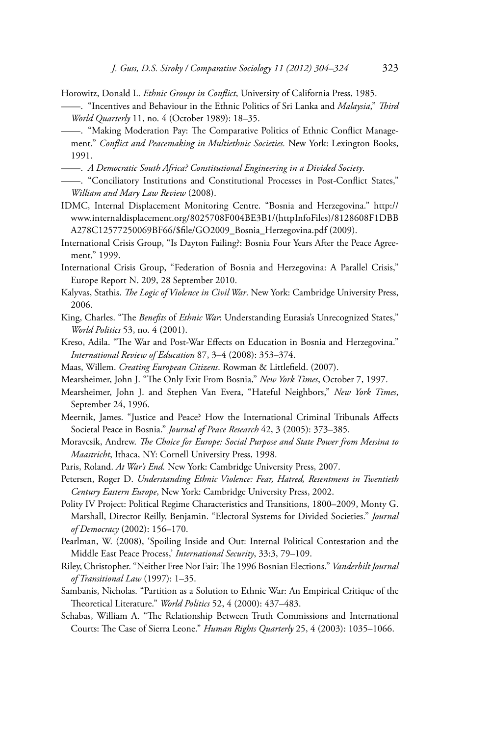Horowitz, Donald L. *Ethnic Groups in Conflict*, University of California Press, 1985.

——. "Incentives and Behaviour in the Ethnic Politics of Sri Lanka and *Malaysia*," *Third World Quarterly* 11, no. 4 (October 1989): 18–35.

——. "Making Moderation Pay: The Comparative Politics of Ethnic Conflict Management." *Conflict and Peacemaking in Multiethnic Societies.* New York: Lexington Books, 1991.

——. *A Democratic South Africa? Constitutional Engineering in a Divided Society*.

——. "Conciliatory Institutions and Constitutional Processes in Post-Conflict States," *William and Mary Law Review* (2008).

IDMC, Internal Displacement Monitoring Centre. "Bosnia and Herzegovina." http://www.internaldisplacement.org/8025708F004BE3B1/(httpInfoFiles)/8128608F1DBBA278C12577250069BF66/$file/GO2009_Bosnia_Herzegovina.pdf (2009).

International Crisis Group, "Is Dayton Failing?: Bosnia Four Years After the Peace Agreement," 1999.

International Crisis Group, "Federation of Bosnia and Herzegovina: A Parallel Crisis," Europe Report N. 209, 28 September 2010.

Kalyvas, Stathis. *The Logic of Violence in Civil War*. New York: Cambridge University Press, 2006.

King, Charles. "The *Benefits* of *Ethnic War*: Understanding Eurasia's Unrecognized States," *World Politics* 53, no. 4 (2001).

Kreso, Adila. "The War and Post-War Effects on Education in Bosnia and Herzegovina." *International Review of Education* 87, 3–4 (2008): 353–374.

Maas, Willem. *Creating European Citizens*. Rowman & Littlefield. (2007).

Mearsheimer, John J. "The Only Exit From Bosnia," *New York Times*, October 7, 1997.

Mearsheimer, John J. and Stephen Van Evera, "Hateful Neighbors," *New York Times*, September 24, 1996.

Meernik, James. "Justice and Peace? How the International Criminal Tribunals Affects Societal Peace in Bosnia." *Journal of Peace Research* 42, 3 (2005): 373–385.

Moravcsik, Andrew. *The Choice for Europe: Social Purpose and State Power from Messina to Maastricht*, Ithaca, NY: Cornell University Press, 1998.

Paris, Roland. *At War's End.* New York: Cambridge University Press, 2007.

Petersen, Roger D. *Understanding Ethnic Violence: Fear, Hatred, Resentment in Twentieth Century Eastern Europe*, New York: Cambridge University Press, 2002.

Polity IV Project: Political Regime Characteristics and Transitions, 1800–2009, Monty G. Marshall, Director Reilly, Benjamin. "Electoral Systems for Divided Societies." *Journal of Democracy* (2002): 156–170.

Pearlman, W. (2008), 'Spoiling Inside and Out: Internal Political Contestation and the Middle East Peace Process,' *International Security*, 33:3, 79–109.

Riley, Christopher. "Neither Free Nor Fair: The 1996 Bosnian Elections." *Vanderbilt Journal of Transitional Law* (1997): 1–35.

Sambanis, Nicholas. "Partition as a Solution to Ethnic War: An Empirical Critique of the Theoretical Literature." *World Politics* 52, 4 (2000): 437–483.

Schabas, William A. "The Relationship Between Truth Commissions and International Courts: The Case of Sierra Leone." *Human Rights Quarterly* 25, 4 (2003): 1035–1066.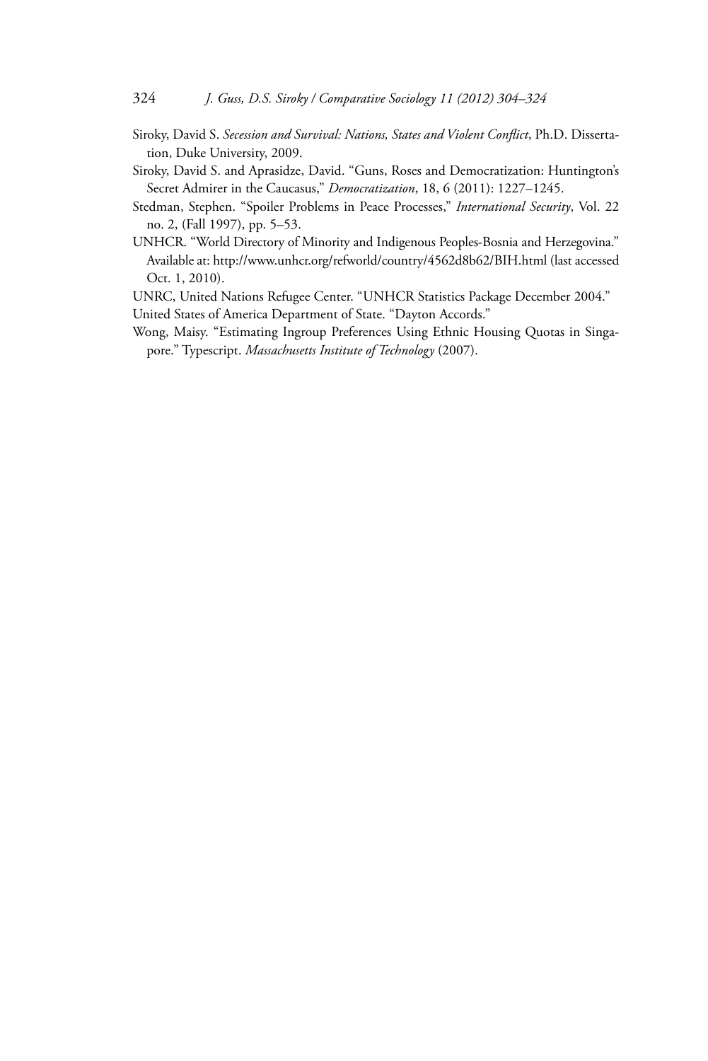Siroky, David S. *Secession and Survival: Nations, States and Violent Conflict*, Ph.D. Dissertation, Duke University, 2009.

Siroky, David S. and Aprasidze, David. "Guns, Roses and Democratization: Huntington's Secret Admirer in the Caucasus," *Democratization*, 18, 6 (2011): 1227–1245.

Stedman, Stephen. "Spoiler Problems in Peace Processes," *International Security*, Vol. 22 no. 2, (Fall 1997), pp. 5–53.

UNHCR. "World Directory of Minority and Indigenous Peoples-Bosnia and Herzegovina." Available at: http://www.unhcr.org/refworld/country/4562d8b62/BIH.html (last accessed Oct. 1, 2010).

UNRC, United Nations Refugee Center. "UNHCR Statistics Package December 2004."

United States of America Department of State. "Dayton Accords."

Wong, Maisy. "Estimating Ingroup Preferences Using Ethnic Housing Quotas in Singapore." Typescript. *Massachusetts Institute of Technology* (2007).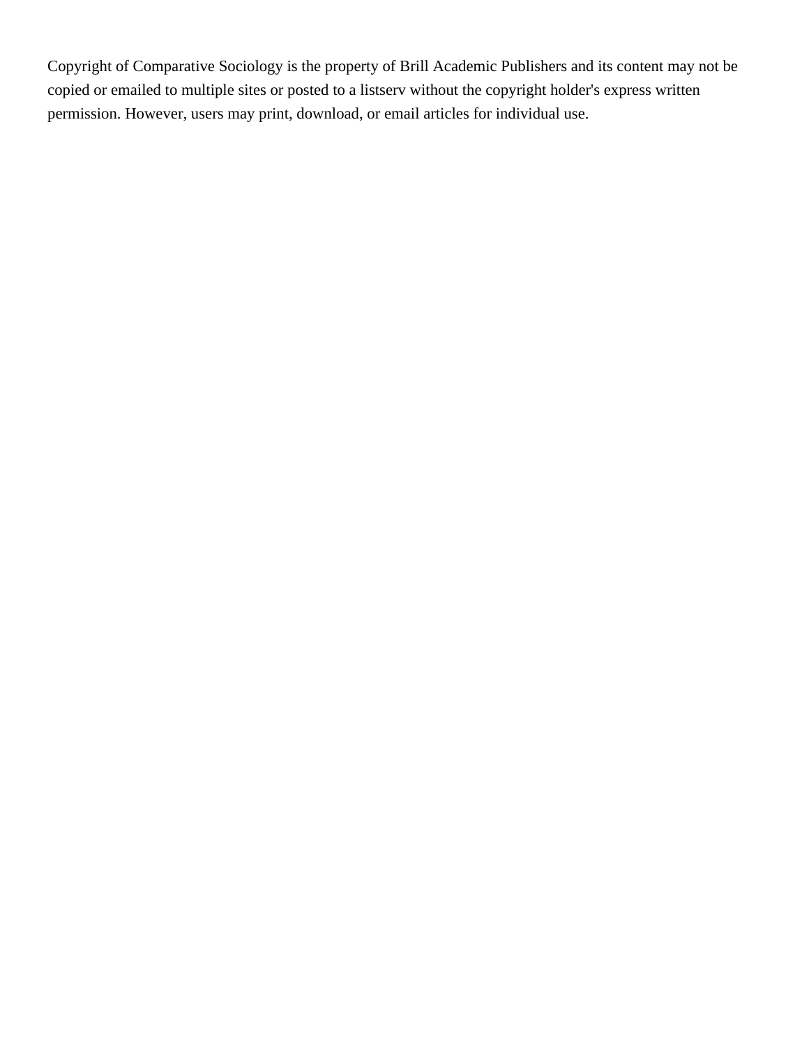Copyright of Comparative Sociology is the property of Brill Academic Publishers and its content may not be copied or emailed to multiple sites or posted to a listserv without the copyright holder's express written permission. However, users may print, download, or email articles for individual use.